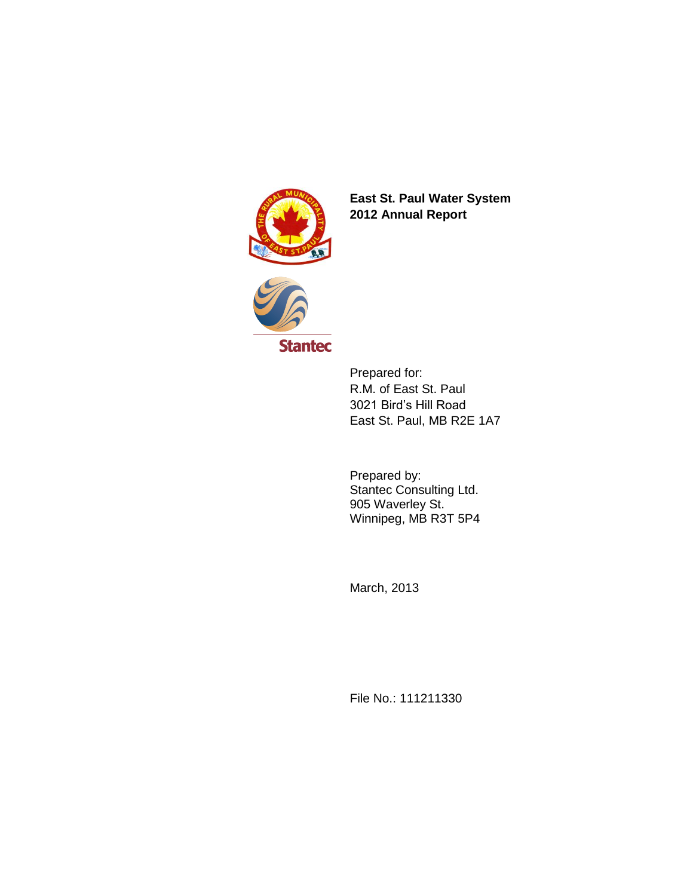# East St. Paul Water System 2012 Annual Report

Prepared for:
R.M. of East St. Paul
3021 Bird's Hill Road
East St. Paul, MB R2E 1A7

Prepared by:
Stantec Consulting Ltd.
905 Waverley St.
Winnipeg, MB R3T 5P4

March, 2013

File No.: 111211330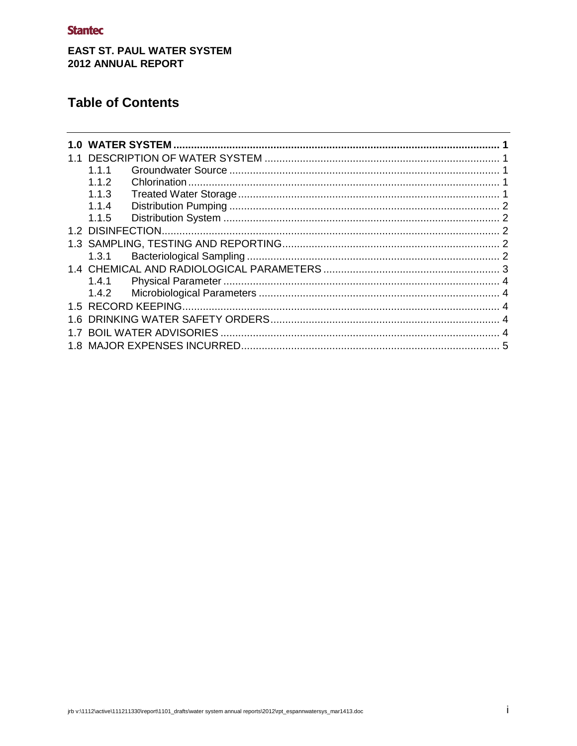**Stantec**

**EAST ST. PAUL WATER SYSTEM**
**2012 ANNUAL REPORT**

# Table of Contents

| | | |
|---|---|---|
| **1.0 WATER SYSTEM** | | **1** |
| 1.1 DESCRIPTION OF WATER SYSTEM | | 1 |
| 1.1.1 | Groundwater Source | 1 |
| 1.1.2 | Chlorination | 1 |
| 1.1.3 | Treated Water Storage | 1 |
| 1.1.4 | Distribution Pumping | 2 |
| 1.1.5 | Distribution System | 2 |
| 1.2 DISINFECTION | | 2 |
| 1.3 SAMPLING, TESTING AND REPORTING | | 2 |
| 1.3.1 | Bacteriological Sampling | 2 |
| 1.4 CHEMICAL AND RADIOLOGICAL PARAMETERS | | 3 |
| 1.4.1 | Physical Parameter | 4 |
| 1.4.2 | Microbiological Parameters | 4 |
| 1.5 RECORD KEEPING | | 4 |
| 1.6 DRINKING WATER SAFETY ORDERS | | 4 |
| 1.7 BOIL WATER ADVISORIES | | 4 |
| 1.8 MAJOR EXPENSES INCURRED | | 5 |

jrb v:\1112\active\111211330\report\1101_drafts\water system annual reports\2012\rpt_espannwatersys_mar1413.doc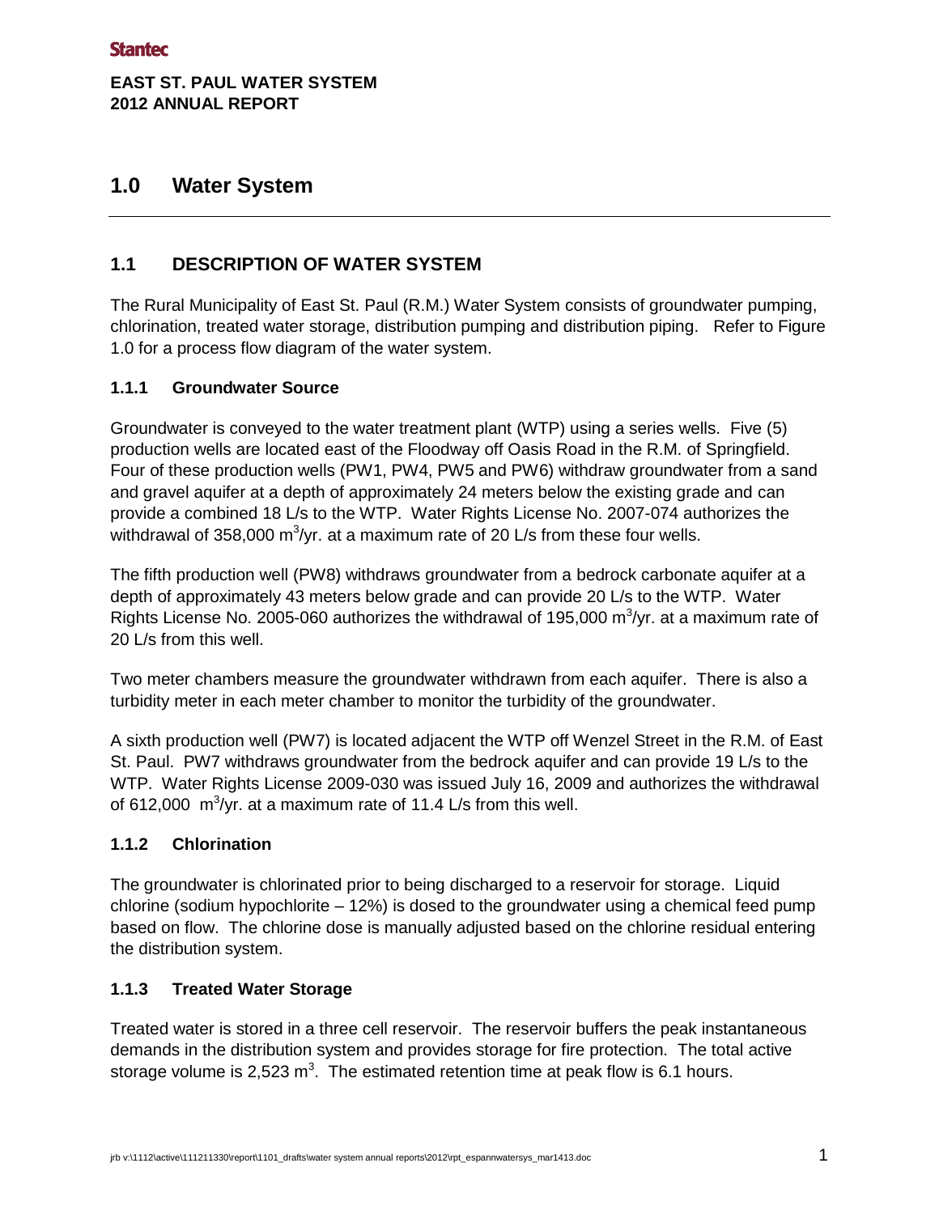# 1.0 Water System

## 1.1 DESCRIPTION OF WATER SYSTEM

The Rural Municipality of East St. Paul (R.M.) Water System consists of groundwater pumping, chlorination, treated water storage, distribution pumping and distribution piping. Refer to Figure 1.0 for a process flow diagram of the water system.

### 1.1.1 Groundwater Source

Groundwater is conveyed to the water treatment plant (WTP) using a series wells. Five (5) production wells are located east of the Floodway off Oasis Road in the R.M. of Springfield. Four of these production wells (PW1, PW4, PW5 and PW6) withdraw groundwater from a sand and gravel aquifer at a depth of approximately 24 meters below the existing grade and can provide a combined 18 L/s to the WTP. Water Rights License No. 2007-074 authorizes the withdrawal of 358,000 $m^3$/yr. at a maximum rate of 20 L/s from these four wells.

The fifth production well (PW8) withdraws groundwater from a bedrock carbonate aquifer at a depth of approximately 43 meters below grade and can provide 20 L/s to the WTP. Water Rights License No. 2005-060 authorizes the withdrawal of 195,000 $m^3$/yr. at a maximum rate of 20 L/s from this well.

Two meter chambers measure the groundwater withdrawn from each aquifer. There is also a turbidity meter in each meter chamber to monitor the turbidity of the groundwater.

A sixth production well (PW7) is located adjacent the WTP off Wenzel Street in the R.M. of East St. Paul. PW7 withdraws groundwater from the bedrock aquifer and can provide 19 L/s to the WTP. Water Rights License 2009-030 was issued July 16, 2009 and authorizes the withdrawal of 612,000 $m^3$/yr. at a maximum rate of 11.4 L/s from this well.

### 1.1.2 Chlorination

The groundwater is chlorinated prior to being discharged to a reservoir for storage. Liquid chlorine (sodium hypochlorite – 12%) is dosed to the groundwater using a chemical feed pump based on flow. The chlorine dose is manually adjusted based on the chlorine residual entering the distribution system.

### 1.1.3 Treated Water Storage

Treated water is stored in a three cell reservoir. The reservoir buffers the peak instantaneous demands in the distribution system and provides storage for fire protection. The total active storage volume is 2,523 $m^3$. The estimated retention time at peak flow is 6.1 hours.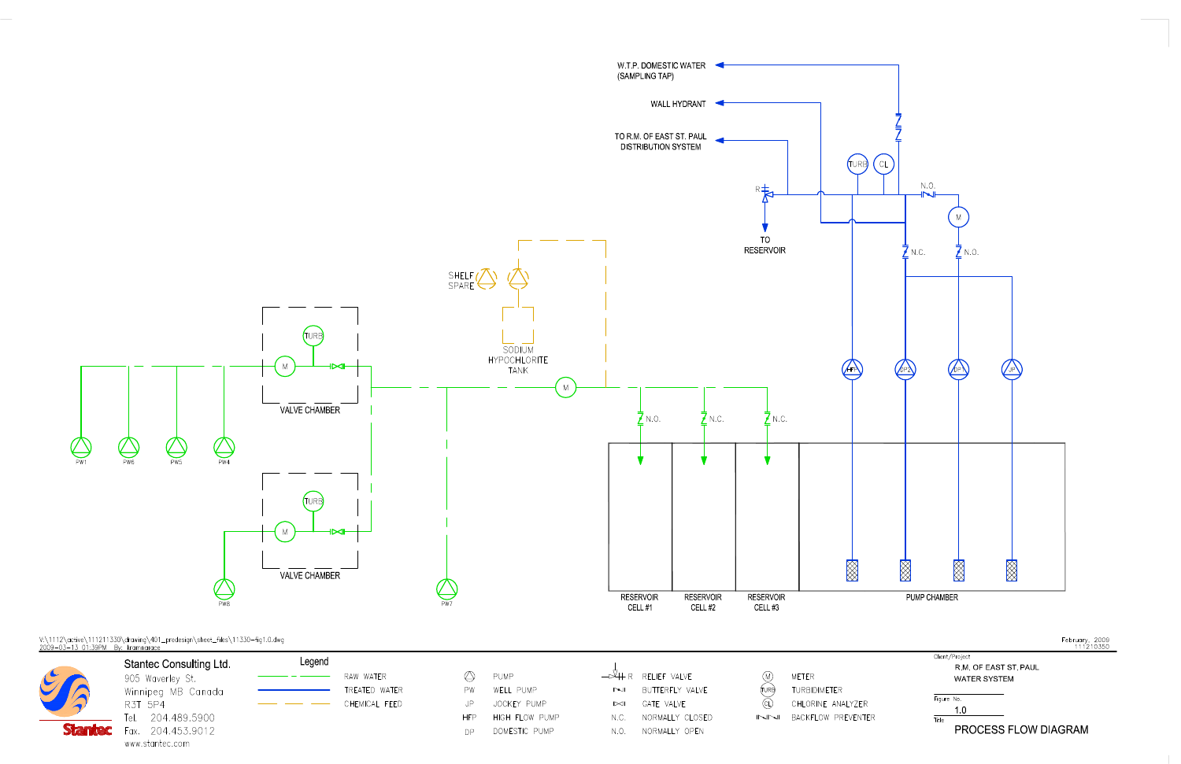W.T.P. DOMESTIC WATER
(SAMPLING TAP)

WALL HYDRANT

TO R.M. OF EAST ST. PAUL
DISTRIBUTION SYSTEM

TO
RESERVOIR

SHELF
SPARE

SODIUM
HYPOCHLORITE
TANK

VALVE CHAMBER

VALVE CHAMBER

PW1 PW6 PW5 PW4

PW8

PW7

RESERVOIR CELL #1

RESERVOIR CELL #2

RESERVOIR CELL #3

PUMP CHAMBER

V:\1112\active\111211330\drawing\401_predesign\sheet_files\11330-fig1.0.dwg
2009-03-13 01:39PM By: lrainnarace

February, 2009
111210350

**Stantec Consulting Ltd.**
905 Waverley St.
Winnipeg MB Canada
R3T 5P4
Tel. 204.489.5900
Fax. 204.453.9012
www.stantec.com

## Legend

| Symbol | Description | Symbol | Description | Symbol | Description | Symbol | Description |
|---|---|---|---|---|---|---|---|
| (green dashed line) | RAW WATER | (pump) | PUMP | R | RELIEF VALVE | M | METER |
| (blue line) | TREATED WATER | PW | WELL PUMP | | BUTTERFLY VALVE | TURB | TURBIDIMETER |
| (yellow dashed line) | CHEMICAL FEED | JP | JOCKEY PUMP | | GATE VALVE | CL | CHLORINE ANALYZER |
| | | HFP | HIGH FLOW PUMP | N.C. | NORMALLY CLOSED | | BACKFLOW PREVENTER |
| | | DP | DOMESTIC PUMP | N.O. | NORMALLY OPEN | | |

Client/Project
R.M. OF EAST ST. PAUL
WATER SYSTEM

Figure No.
1.0

Title
PROCESS FLOW DIAGRAM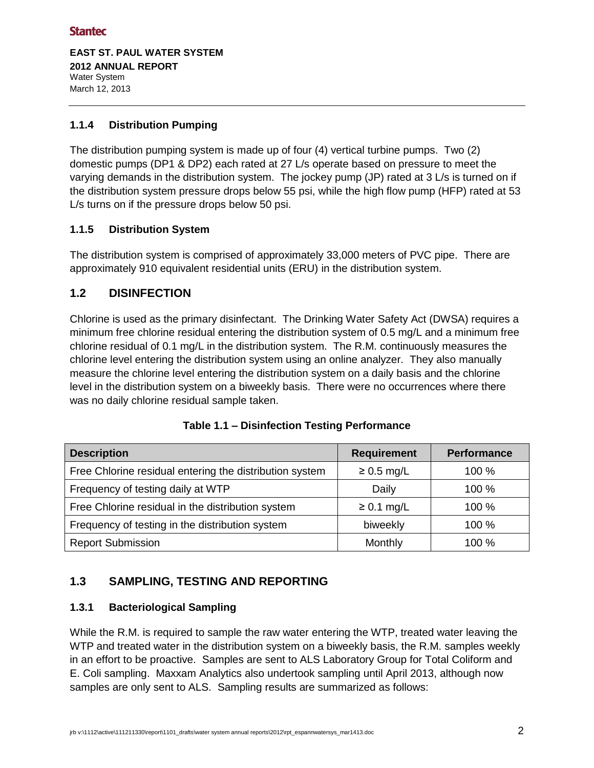### 1.1.4 Distribution Pumping

The distribution pumping system is made up of four (4) vertical turbine pumps. Two (2) domestic pumps (DP1 & DP2) each rated at 27 L/s operate based on pressure to meet the varying demands in the distribution system. The jockey pump (JP) rated at 3 L/s is turned on if the distribution system pressure drops below 55 psi, while the high flow pump (HFP) rated at 53 L/s turns on if the pressure drops below 50 psi.

### 1.1.5 Distribution System

The distribution system is comprised of approximately 33,000 meters of PVC pipe. There are approximately 910 equivalent residential units (ERU) in the distribution system.

## 1.2 DISINFECTION

Chlorine is used as the primary disinfectant. The Drinking Water Safety Act (DWSA) requires a minimum free chlorine residual entering the distribution system of 0.5 mg/L and a minimum free chlorine residual of 0.1 mg/L in the distribution system. The R.M. continuously measures the chlorine level entering the distribution system using an online analyzer. They also manually measure the chlorine level entering the distribution system on a daily basis and the chlorine level in the distribution system on a biweekly basis. There were no occurrences where there was no daily chlorine residual sample taken.

**Table 1.1 – Disinfection Testing Performance**

| Description | Requirement | Performance |
|---|---|---|
| Free Chlorine residual entering the distribution system | ≥ 0.5 mg/L | 100 % |
| Frequency of testing daily at WTP | Daily | 100 % |
| Free Chlorine residual in the distribution system | ≥ 0.1 mg/L | 100 % |
| Frequency of testing in the distribution system | biweekly | 100 % |
| Report Submission | Monthly | 100 % |

## 1.3 SAMPLING, TESTING AND REPORTING

### 1.3.1 Bacteriological Sampling

While the R.M. is required to sample the raw water entering the WTP, treated water leaving the WTP and treated water in the distribution system on a biweekly basis, the R.M. samples weekly in an effort to be proactive. Samples are sent to ALS Laboratory Group for Total Coliform and E. Coli sampling. Maxxam Analytics also undertook sampling until April 2013, although now samples are only sent to ALS. Sampling results are summarized as follows: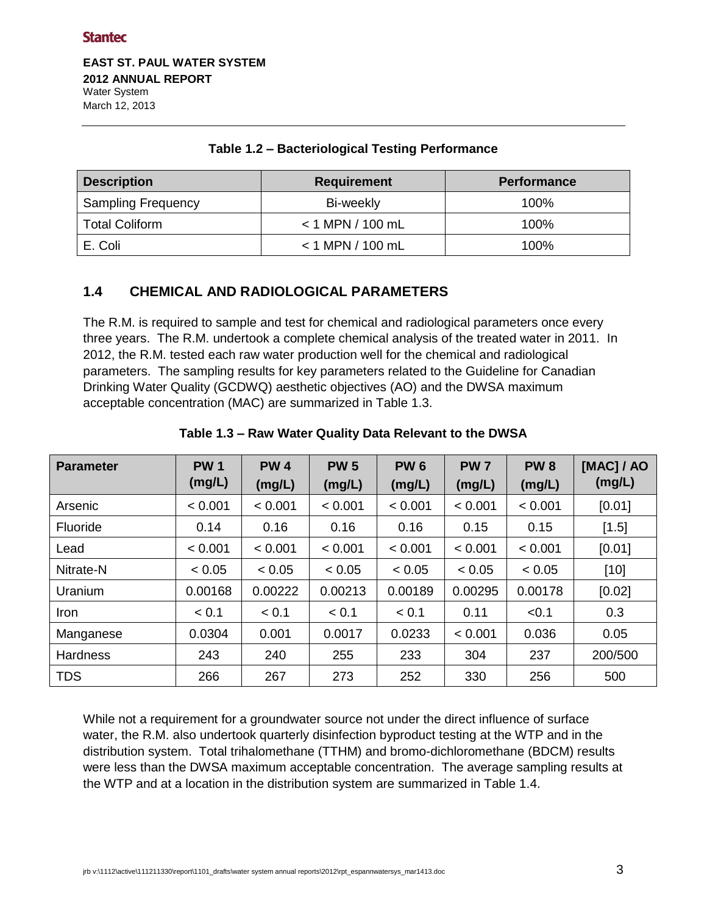**Table 1.2 – Bacteriological Testing Performance**

| Description | Requirement | Performance |
|---|---|---|
| Sampling Frequency | Bi-weekly | 100% |
| Total Coliform | < 1 MPN / 100 mL | 100% |
| E. Coli | < 1 MPN / 100 mL | 100% |

## 1.4 CHEMICAL AND RADIOLOGICAL PARAMETERS

The R.M. is required to sample and test for chemical and radiological parameters once every three years. The R.M. undertook a complete chemical analysis of the treated water in 2011. In 2012, the R.M. tested each raw water production well for the chemical and radiological parameters. The sampling results for key parameters related to the Guideline for Canadian Drinking Water Quality (GCDWQ) aesthetic objectives (AO) and the DWSA maximum acceptable concentration (MAC) are summarized in Table 1.3.

**Table 1.3 – Raw Water Quality Data Relevant to the DWSA**

| Parameter | PW 1 (mg/L) | PW 4 (mg/L) | PW 5 (mg/L) | PW 6 (mg/L) | PW 7 (mg/L) | PW 8 (mg/L) | [MAC] / AO (mg/L) |
|---|---|---|---|---|---|---|---|
| Arsenic | < 0.001 | < 0.001 | < 0.001 | < 0.001 | < 0.001 | < 0.001 | [0.01] |
| Fluoride | 0.14 | 0.16 | 0.16 | 0.16 | 0.15 | 0.15 | [1.5] |
| Lead | < 0.001 | < 0.001 | < 0.001 | < 0.001 | < 0.001 | < 0.001 | [0.01] |
| Nitrate-N | < 0.05 | < 0.05 | < 0.05 | < 0.05 | < 0.05 | < 0.05 | [10] |
| Uranium | 0.00168 | 0.00222 | 0.00213 | 0.00189 | 0.00295 | 0.00178 | [0.02] |
| Iron | < 0.1 | < 0.1 | < 0.1 | < 0.1 | 0.11 | <0.1 | 0.3 |
| Manganese | 0.0304 | 0.001 | 0.0017 | 0.0233 | < 0.001 | 0.036 | 0.05 |
| Hardness | 243 | 240 | 255 | 233 | 304 | 237 | 200/500 |
| TDS | 266 | 267 | 273 | 252 | 330 | 256 | 500 |

While not a requirement for a groundwater source not under the direct influence of surface water, the R.M. also undertook quarterly disinfection byproduct testing at the WTP and in the distribution system. Total trihalomethane (TTHM) and bromo-dichloromethane (BDCM) results were less than the DWSA maximum acceptable concentration. The average sampling results at the WTP and at a location in the distribution system are summarized in Table 1.4.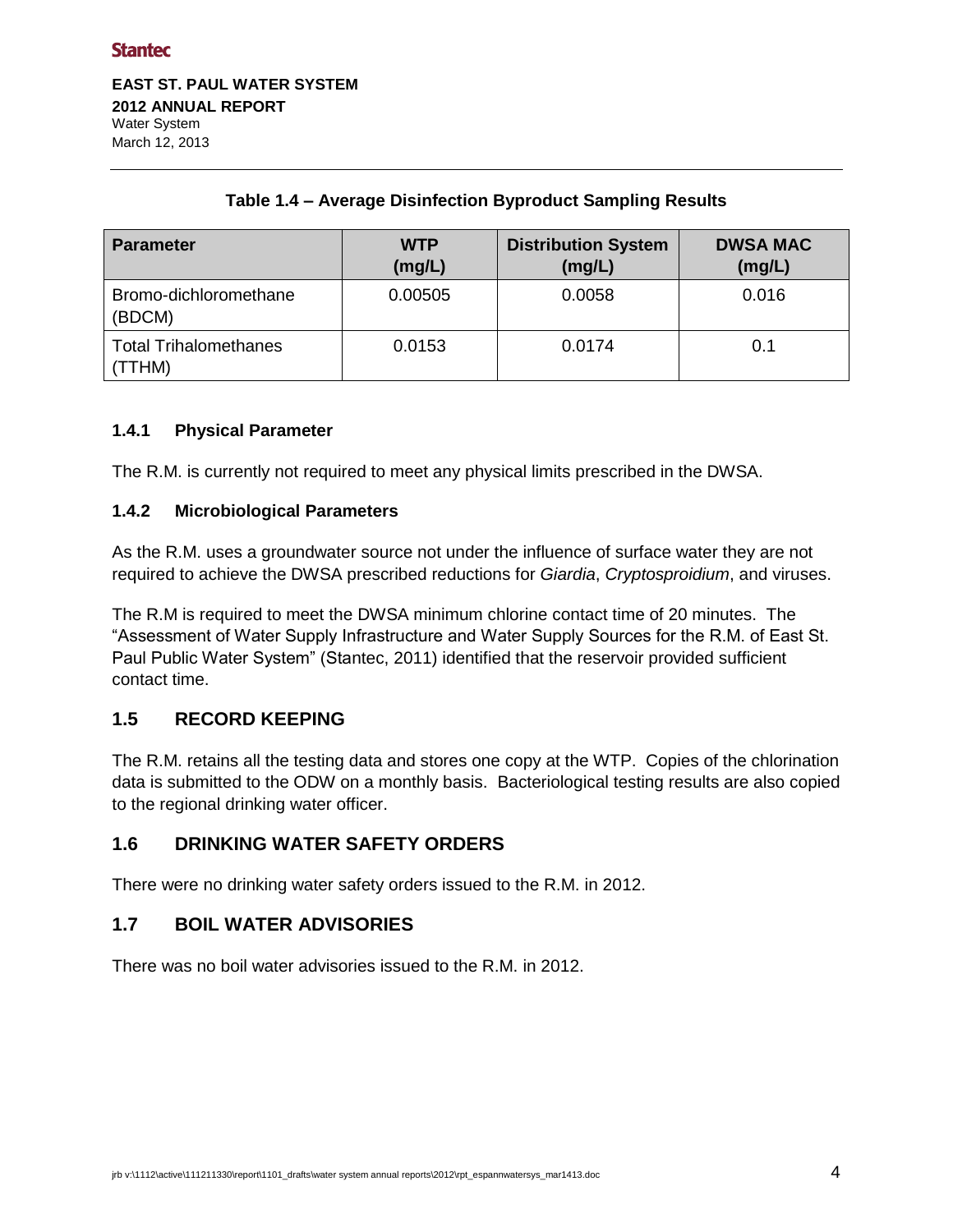**Table 1.4 – Average Disinfection Byproduct Sampling Results**

| Parameter | WTP (mg/L) | Distribution System (mg/L) | DWSA MAC (mg/L) |
|---|---|---|---|
| Bromo-dichloromethane (BDCM) | 0.00505 | 0.0058 | 0.016 |
| Total Trihalomethanes (TTHM) | 0.0153 | 0.0174 | 0.1 |

### 1.4.1 Physical Parameter

The R.M. is currently not required to meet any physical limits prescribed in the DWSA.

### 1.4.2 Microbiological Parameters

As the R.M. uses a groundwater source not under the influence of surface water they are not required to achieve the DWSA prescribed reductions for *Giardia*, *Cryptosproidium*, and viruses.

The R.M is required to meet the DWSA minimum chlorine contact time of 20 minutes. The "Assessment of Water Supply Infrastructure and Water Supply Sources for the R.M. of East St. Paul Public Water System" (Stantec, 2011) identified that the reservoir provided sufficient contact time.

## 1.5 RECORD KEEPING

The R.M. retains all the testing data and stores one copy at the WTP. Copies of the chlorination data is submitted to the ODW on a monthly basis. Bacteriological testing results are also copied to the regional drinking water officer.

## 1.6 DRINKING WATER SAFETY ORDERS

There were no drinking water safety orders issued to the R.M. in 2012.

## 1.7 BOIL WATER ADVISORIES

There was no boil water advisories issued to the R.M. in 2012.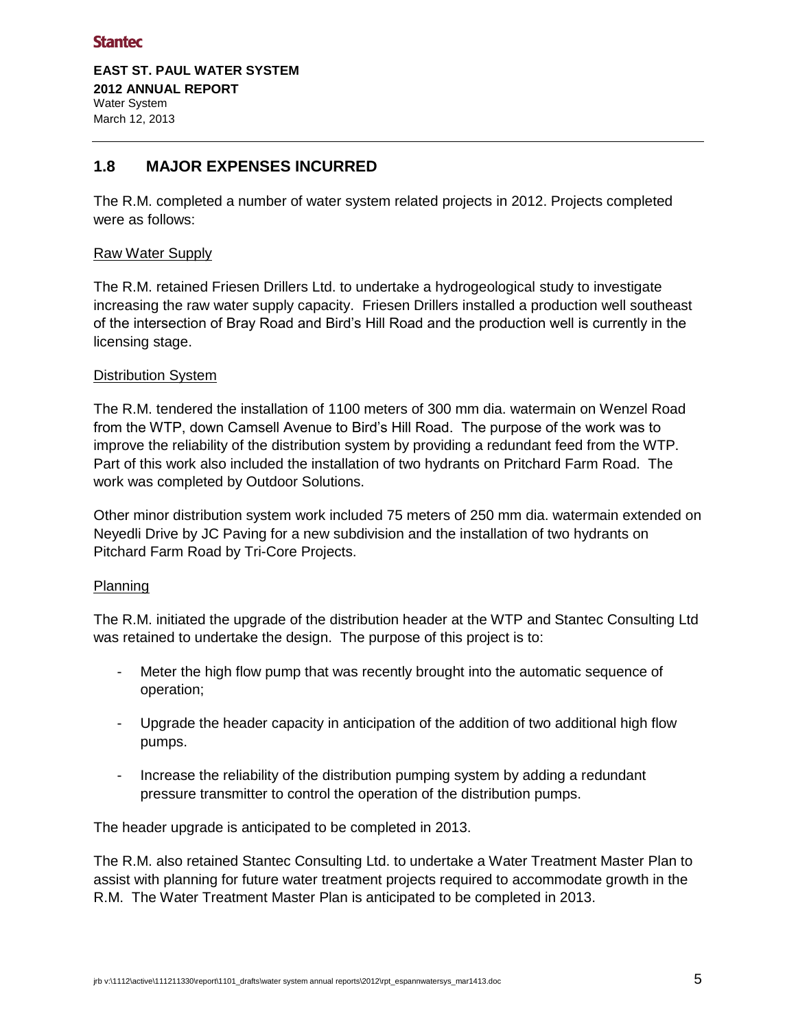## 1.8 MAJOR EXPENSES INCURRED

The R.M. completed a number of water system related projects in 2012. Projects completed were as follows:

Raw Water Supply

The R.M. retained Friesen Drillers Ltd. to undertake a hydrogeological study to investigate increasing the raw water supply capacity. Friesen Drillers installed a production well southeast of the intersection of Bray Road and Bird's Hill Road and the production well is currently in the licensing stage.

Distribution System

The R.M. tendered the installation of 1100 meters of 300 mm dia. watermain on Wenzel Road from the WTP, down Camsell Avenue to Bird's Hill Road. The purpose of the work was to improve the reliability of the distribution system by providing a redundant feed from the WTP. Part of this work also included the installation of two hydrants on Pritchard Farm Road. The work was completed by Outdoor Solutions.

Other minor distribution system work included 75 meters of 250 mm dia. watermain extended on Neyedli Drive by JC Paving for a new subdivision and the installation of two hydrants on Pitchard Farm Road by Tri-Core Projects.

Planning

The R.M. initiated the upgrade of the distribution header at the WTP and Stantec Consulting Ltd was retained to undertake the design. The purpose of this project is to:

- Meter the high flow pump that was recently brought into the automatic sequence of operation;
- Upgrade the header capacity in anticipation of the addition of two additional high flow pumps.
- Increase the reliability of the distribution pumping system by adding a redundant pressure transmitter to control the operation of the distribution pumps.

The header upgrade is anticipated to be completed in 2013.

The R.M. also retained Stantec Consulting Ltd. to undertake a Water Treatment Master Plan to assist with planning for future water treatment projects required to accommodate growth in the R.M. The Water Treatment Master Plan is anticipated to be completed in 2013.